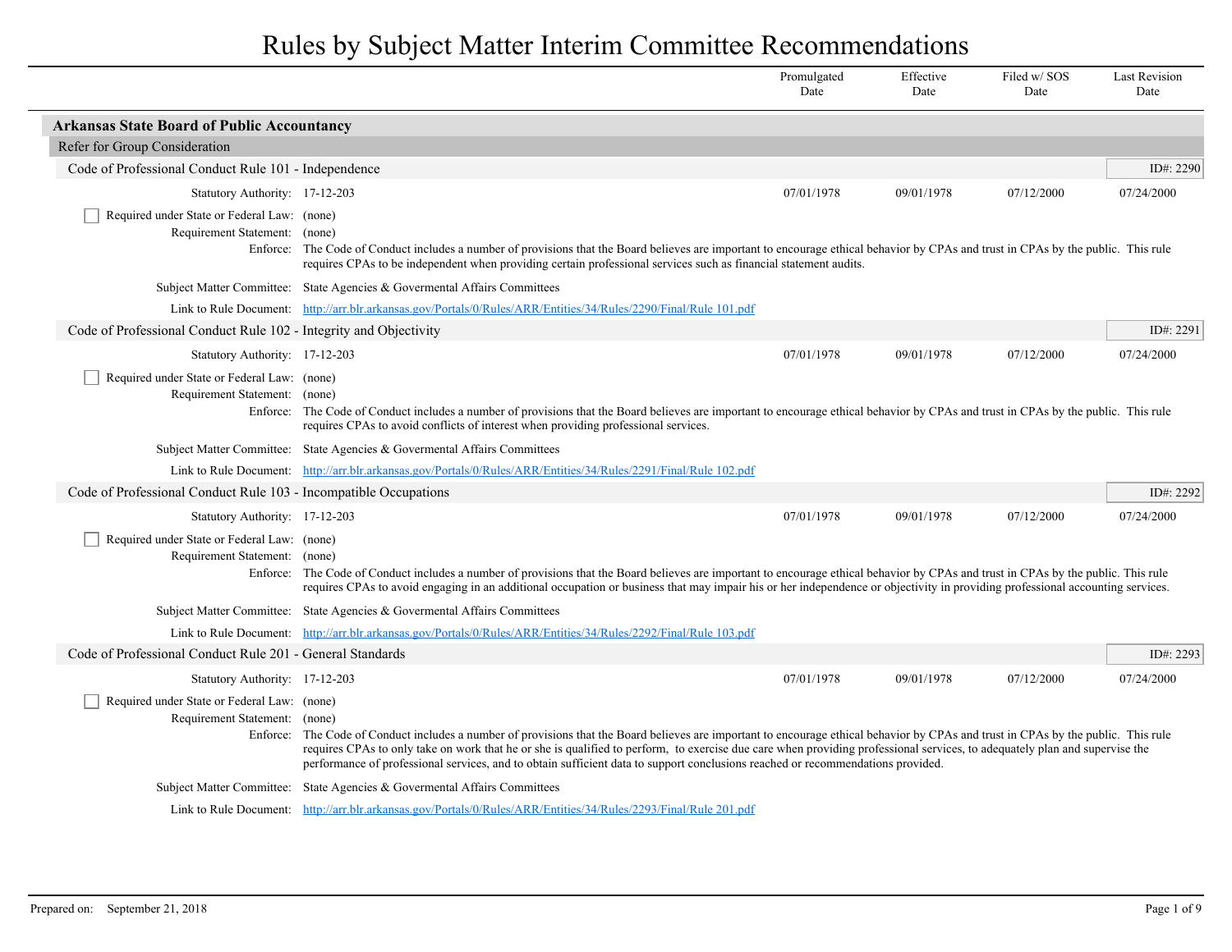# Rules by Subject Matter Interim Committee Recommendations

| | Promulgated Date | Effective Date | Filed w/ SOS Date | Last Revision Date |
|---|---|---|---|---|

## Arkansas State Board of Public Accountancy

### Refer for Group Consideration

#### Code of Professional Conduct Rule 101 - Independence

ID#: 2290

| Statutory Authority: 17-12-203 | Promulgated Date | Effective Date | Filed w/ SOS Date | Last Revision Date |
|---|---|---|---|---|
| | 07/01/1978 | 09/01/1978 | 07/12/2000 | 07/24/2000 |

- [ ] Required under State or Federal Law: (none)

Requirement Statement: (none)

Enforce: The Code of Conduct includes a number of provisions that the Board believes are important to encourage ethical behavior by CPAs and trust in CPAs by the public. This rule requires CPAs to be independent when providing certain professional services such as financial statement audits.

Subject Matter Committee: State Agencies & Govermental Affairs Committees

Link to Rule Document: http://arr.blr.arkansas.gov/Portals/0/Rules/ARR/Entities/34/Rules/2290/Final/Rule 101.pdf

#### Code of Professional Conduct Rule 102 - Integrity and Objectivity

ID#: 2291

| Statutory Authority: 17-12-203 | Promulgated Date | Effective Date | Filed w/ SOS Date | Last Revision Date |
|---|---|---|---|---|
| | 07/01/1978 | 09/01/1978 | 07/12/2000 | 07/24/2000 |

- [ ] Required under State or Federal Law: (none)

Requirement Statement: (none)

Enforce: The Code of Conduct includes a number of provisions that the Board believes are important to encourage ethical behavior by CPAs and trust in CPAs by the public. This rule requires CPAs to avoid conflicts of interest when providing professional services.

Subject Matter Committee: State Agencies & Govermental Affairs Committees

Link to Rule Document: http://arr.blr.arkansas.gov/Portals/0/Rules/ARR/Entities/34/Rules/2291/Final/Rule 102.pdf

#### Code of Professional Conduct Rule 103 - Incompatible Occupations

ID#: 2292

| Statutory Authority: 17-12-203 | Promulgated Date | Effective Date | Filed w/ SOS Date | Last Revision Date |
|---|---|---|---|---|
| | 07/01/1978 | 09/01/1978 | 07/12/2000 | 07/24/2000 |

- [ ] Required under State or Federal Law: (none)

Requirement Statement: (none)

Enforce: The Code of Conduct includes a number of provisions that the Board believes are important to encourage ethical behavior by CPAs and trust in CPAs by the public. This rule requires CPAs to avoid engaging in an additional occupation or business that may impair his or her independence or objectivity in providing professional accounting services.

Subject Matter Committee: State Agencies & Govermental Affairs Committees

Link to Rule Document: http://arr.blr.arkansas.gov/Portals/0/Rules/ARR/Entities/34/Rules/2292/Final/Rule 103.pdf

#### Code of Professional Conduct Rule 201 - General Standards

ID#: 2293

| Statutory Authority: 17-12-203 | Promulgated Date | Effective Date | Filed w/ SOS Date | Last Revision Date |
|---|---|---|---|---|
| | 07/01/1978 | 09/01/1978 | 07/12/2000 | 07/24/2000 |

- [ ] Required under State or Federal Law: (none)

Requirement Statement: (none)

Enforce: The Code of Conduct includes a number of provisions that the Board believes are important to encourage ethical behavior by CPAs and trust in CPAs by the public. This rule requires CPAs to only take on work that he or she is qualified to perform, to exercise due care when providing professional services, to adequately plan and supervise the performance of professional services, and to obtain sufficient data to support conclusions reached or recommendations provided.

Subject Matter Committee: State Agencies & Govermental Affairs Committees

Link to Rule Document: http://arr.blr.arkansas.gov/Portals/0/Rules/ARR/Entities/34/Rules/2293/Final/Rule 201.pdf

Prepared on: September 21, 2018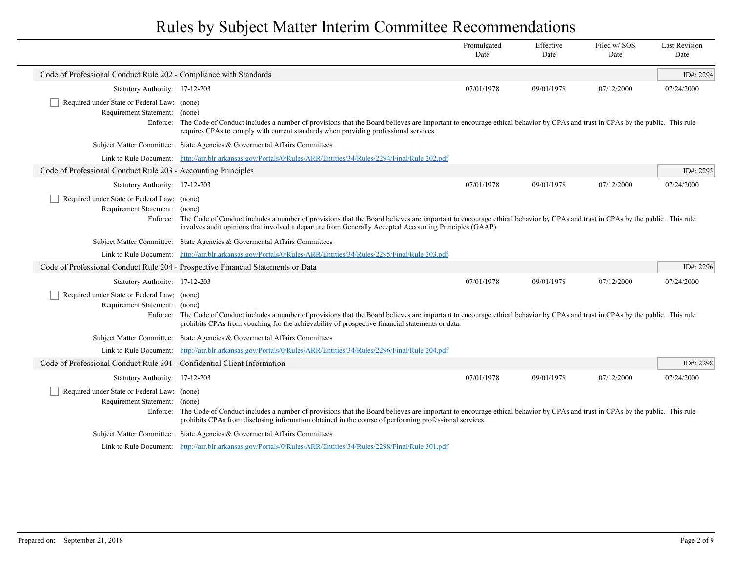# Rules by Subject Matter Interim Committee Recommendations

| | Promulgated Date | Effective Date | Filed w/ SOS Date | Last Revision Date |
|---|---|---|---|---|

## Code of Professional Conduct Rule 202 - Compliance with Standards

ID#: 2294

| | Promulgated Date | Effective Date | Filed w/ SOS Date | Last Revision Date |
|---|---|---|---|---|
| Statutory Authority: 17-12-203 | 07/01/1978 | 09/01/1978 | 07/12/2000 | 07/24/2000 |

- [ ] Required under State or Federal Law: (none)

Requirement Statement: (none)

Enforce: The Code of Conduct includes a number of provisions that the Board believes are important to encourage ethical behavior by CPAs and trust in CPAs by the public. This rule requires CPAs to comply with current standards when providing professional services.

Subject Matter Committee: State Agencies & Govermental Affairs Committees

Link to Rule Document: http://arr.blr.arkansas.gov/Portals/0/Rules/ARR/Entities/34/Rules/2294/Final/Rule 202.pdf

## Code of Professional Conduct Rule 203 - Accounting Principles

ID#: 2295

| | Promulgated Date | Effective Date | Filed w/ SOS Date | Last Revision Date |
|---|---|---|---|---|
| Statutory Authority: 17-12-203 | 07/01/1978 | 09/01/1978 | 07/12/2000 | 07/24/2000 |

- [ ] Required under State or Federal Law: (none)

Requirement Statement: (none)

Enforce: The Code of Conduct includes a number of provisions that the Board believes are important to encourage ethical behavior by CPAs and trust in CPAs by the public. This rule involves audit opinions that involved a departure from Generally Accepted Accounting Principles (GAAP).

Subject Matter Committee: State Agencies & Govermental Affairs Committees

Link to Rule Document: http://arr.blr.arkansas.gov/Portals/0/Rules/ARR/Entities/34/Rules/2295/Final/Rule 203.pdf

## Code of Professional Conduct Rule 204 - Prospective Financial Statements or Data

ID#: 2296

| | Promulgated Date | Effective Date | Filed w/ SOS Date | Last Revision Date |
|---|---|---|---|---|
| Statutory Authority: 17-12-203 | 07/01/1978 | 09/01/1978 | 07/12/2000 | 07/24/2000 |

- [ ] Required under State or Federal Law: (none)

Requirement Statement: (none)

Enforce: The Code of Conduct includes a number of provisions that the Board believes are important to encourage ethical behavior by CPAs and trust in CPAs by the public. This rule prohibits CPAs from vouching for the achievability of prospective financial statements or data.

Subject Matter Committee: State Agencies & Govermental Affairs Committees

Link to Rule Document: http://arr.blr.arkansas.gov/Portals/0/Rules/ARR/Entities/34/Rules/2296/Final/Rule 204.pdf

## Code of Professional Conduct Rule 301 - Confidential Client Information

ID#: 2298

| | Promulgated Date | Effective Date | Filed w/ SOS Date | Last Revision Date |
|---|---|---|---|---|
| Statutory Authority: 17-12-203 | 07/01/1978 | 09/01/1978 | 07/12/2000 | 07/24/2000 |

- [ ] Required under State or Federal Law: (none)

Requirement Statement: (none)

Enforce: The Code of Conduct includes a number of provisions that the Board believes are important to encourage ethical behavior by CPAs and trust in CPAs by the public. This rule prohibits CPAs from disclosing information obtained in the course of performing professional services.

Subject Matter Committee: State Agencies & Govermental Affairs Committees

Link to Rule Document: http://arr.blr.arkansas.gov/Portals/0/Rules/ARR/Entities/34/Rules/2298/Final/Rule 301.pdf

Prepared on: September 21, 2018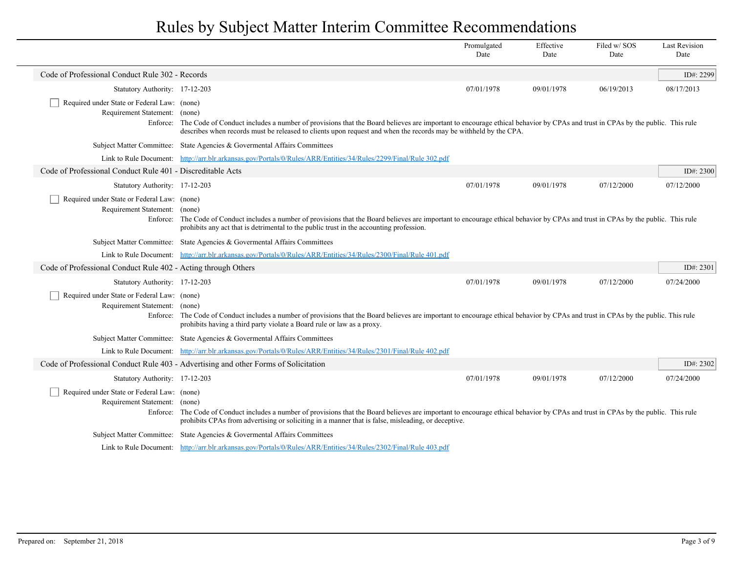# Rules by Subject Matter Interim Committee Recommendations

| | Promulgated Date | Effective Date | Filed w/ SOS Date | Last Revision Date |
|---|---|---|---|---|

## Code of Professional Conduct Rule 302 - Records

ID#: 2299

| | Promulgated Date | Effective Date | Filed w/ SOS Date | Last Revision Date |
|---|---|---|---|---|
| Statutory Authority: 17-12-203 | 07/01/1978 | 09/01/1978 | 06/19/2013 | 08/17/2013 |

- [ ] Required under State or Federal Law: (none)

Requirement Statement: (none)

Enforce: The Code of Conduct includes a number of provisions that the Board believes are important to encourage ethical behavior by CPAs and trust in CPAs by the public. This rule describes when records must be released to clients upon request and when the records may be withheld by the CPA.

Subject Matter Committee: State Agencies & Govermental Affairs Committees

Link to Rule Document: http://arr.blr.arkansas.gov/Portals/0/Rules/ARR/Entities/34/Rules/2299/Final/Rule 302.pdf

## Code of Professional Conduct Rule 401 - Discreditable Acts

ID#: 2300

| | Promulgated Date | Effective Date | Filed w/ SOS Date | Last Revision Date |
|---|---|---|---|---|
| Statutory Authority: 17-12-203 | 07/01/1978 | 09/01/1978 | 07/12/2000 | 07/12/2000 |

- [ ] Required under State or Federal Law: (none)

Requirement Statement: (none)

Enforce: The Code of Conduct includes a number of provisions that the Board believes are important to encourage ethical behavior by CPAs and trust in CPAs by the public. This rule prohibits any act that is detrimental to the public trust in the accounting profession.

Subject Matter Committee: State Agencies & Govermental Affairs Committees

Link to Rule Document: http://arr.blr.arkansas.gov/Portals/0/Rules/ARR/Entities/34/Rules/2300/Final/Rule 401.pdf

## Code of Professional Conduct Rule 402 - Acting through Others

ID#: 2301

| | Promulgated Date | Effective Date | Filed w/ SOS Date | Last Revision Date |
|---|---|---|---|---|
| Statutory Authority: 17-12-203 | 07/01/1978 | 09/01/1978 | 07/12/2000 | 07/24/2000 |

- [ ] Required under State or Federal Law: (none)

Requirement Statement: (none)

Enforce: The Code of Conduct includes a number of provisions that the Board believes are important to encourage ethical behavior by CPAs and trust in CPAs by the public. This rule prohibits having a third party violate a Board rule or law as a proxy.

Subject Matter Committee: State Agencies & Govermental Affairs Committees

Link to Rule Document: http://arr.blr.arkansas.gov/Portals/0/Rules/ARR/Entities/34/Rules/2301/Final/Rule 402.pdf

## Code of Professional Conduct Rule 403 - Advertising and other Forms of Solicitation

ID#: 2302

| | Promulgated Date | Effective Date | Filed w/ SOS Date | Last Revision Date |
|---|---|---|---|---|
| Statutory Authority: 17-12-203 | 07/01/1978 | 09/01/1978 | 07/12/2000 | 07/24/2000 |

- [ ] Required under State or Federal Law: (none)

Requirement Statement: (none)

Enforce: The Code of Conduct includes a number of provisions that the Board believes are important to encourage ethical behavior by CPAs and trust in CPAs by the public. This rule prohibits CPAs from advertising or soliciting in a manner that is false, misleading, or deceptive.

Subject Matter Committee: State Agencies & Govermental Affairs Committees

Link to Rule Document: http://arr.blr.arkansas.gov/Portals/0/Rules/ARR/Entities/34/Rules/2302/Final/Rule 403.pdf

Prepared on: September 21, 2018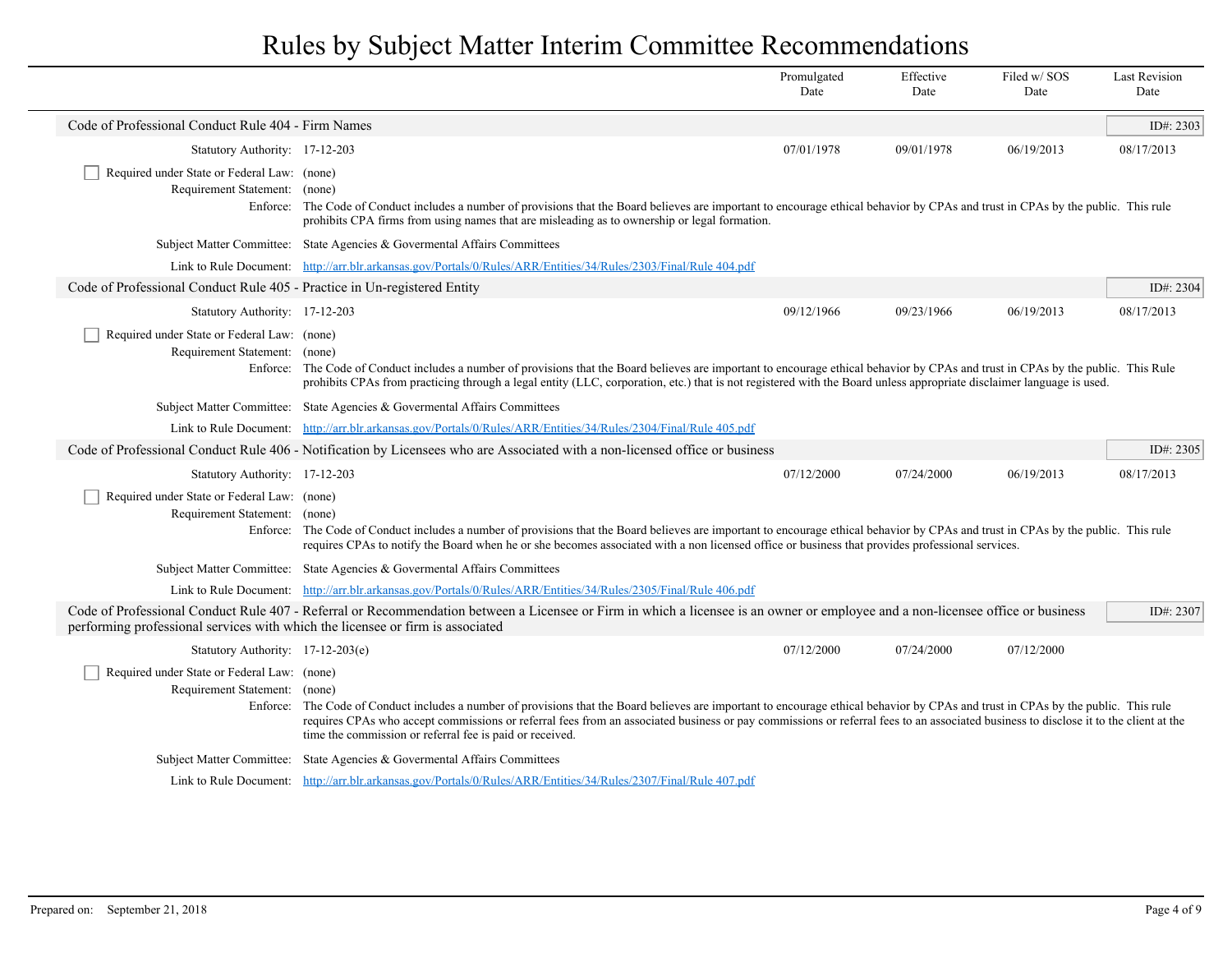# Rules by Subject Matter Interim Committee Recommendations

| | Promulgated Date | Effective Date | Filed w/ SOS Date | Last Revision Date |
|---|---|---|---|---|

## Code of Professional Conduct Rule 404 - Firm Names

ID#: 2303

| | Promulgated Date | Effective Date | Filed w/ SOS Date | Last Revision Date |
|---|---|---|---|---|
| Statutory Authority: 17-12-203 | 07/01/1978 | 09/01/1978 | 06/19/2013 | 08/17/2013 |

- [ ] Required under State or Federal Law: (none)

Requirement Statement: (none)

Enforce: The Code of Conduct includes a number of provisions that the Board believes are important to encourage ethical behavior by CPAs and trust in CPAs by the public. This rule prohibits CPA firms from using names that are misleading as to ownership or legal formation.

Subject Matter Committee: State Agencies & Govermental Affairs Committees

Link to Rule Document: [http://arr.blr.arkansas.gov/Portals/0/Rules/ARR/Entities/34/Rules/2303/Final/Rule 404.pdf](http://arr.blr.arkansas.gov/Portals/0/Rules/ARR/Entities/34/Rules/2303/Final/Rule 404.pdf)

## Code of Professional Conduct Rule 405 - Practice in Un-registered Entity

ID#: 2304

| | Promulgated Date | Effective Date | Filed w/ SOS Date | Last Revision Date |
|---|---|---|---|---|
| Statutory Authority: 17-12-203 | 09/12/1966 | 09/23/1966 | 06/19/2013 | 08/17/2013 |

- [ ] Required under State or Federal Law: (none)

Requirement Statement: (none)

Enforce: The Code of Conduct includes a number of provisions that the Board believes are important to encourage ethical behavior by CPAs and trust in CPAs by the public. This Rule prohibits CPAs from practicing through a legal entity (LLC, corporation, etc.) that is not registered with the Board unless appropriate disclaimer language is used.

Subject Matter Committee: State Agencies & Govermental Affairs Committees

Link to Rule Document: [http://arr.blr.arkansas.gov/Portals/0/Rules/ARR/Entities/34/Rules/2304/Final/Rule 405.pdf](http://arr.blr.arkansas.gov/Portals/0/Rules/ARR/Entities/34/Rules/2304/Final/Rule 405.pdf)

## Code of Professional Conduct Rule 406 - Notification by Licensees who are Associated with a non-licensed office or business

ID#: 2305

| | Promulgated Date | Effective Date | Filed w/ SOS Date | Last Revision Date |
|---|---|---|---|---|
| Statutory Authority: 17-12-203 | 07/12/2000 | 07/24/2000 | 06/19/2013 | 08/17/2013 |

- [ ] Required under State or Federal Law: (none)

Requirement Statement: (none)

Enforce: The Code of Conduct includes a number of provisions that the Board believes are important to encourage ethical behavior by CPAs and trust in CPAs by the public. This rule requires CPAs to notify the Board when he or she becomes associated with a non licensed office or business that provides professional services.

Subject Matter Committee: State Agencies & Govermental Affairs Committees

Link to Rule Document: [http://arr.blr.arkansas.gov/Portals/0/Rules/ARR/Entities/34/Rules/2305/Final/Rule 406.pdf](http://arr.blr.arkansas.gov/Portals/0/Rules/ARR/Entities/34/Rules/2305/Final/Rule 406.pdf)

## Code of Professional Conduct Rule 407 - Referral or Recommendation between a Licensee or Firm in which a licensee is an owner or employee and a non-licensee office or business performing professional services with which the licensee or firm is associated

ID#: 2307

| | Promulgated Date | Effective Date | Filed w/ SOS Date | Last Revision Date |
|---|---|---|---|---|
| Statutory Authority: 17-12-203(e) | 07/12/2000 | 07/24/2000 | 07/12/2000 | |

- [ ] Required under State or Federal Law: (none)

Requirement Statement: (none)

Enforce: The Code of Conduct includes a number of provisions that the Board believes are important to encourage ethical behavior by CPAs and trust in CPAs by the public. This rule requires CPAs who accept commissions or referral fees from an associated business or pay commissions or referral fees to an associated business to disclose it to the client at the time the commission or referral fee is paid or received.

Subject Matter Committee: State Agencies & Govermental Affairs Committees

Link to Rule Document: [http://arr.blr.arkansas.gov/Portals/0/Rules/ARR/Entities/34/Rules/2307/Final/Rule 407.pdf](http://arr.blr.arkansas.gov/Portals/0/Rules/ARR/Entities/34/Rules/2307/Final/Rule 407.pdf)

Prepared on: September 21, 2018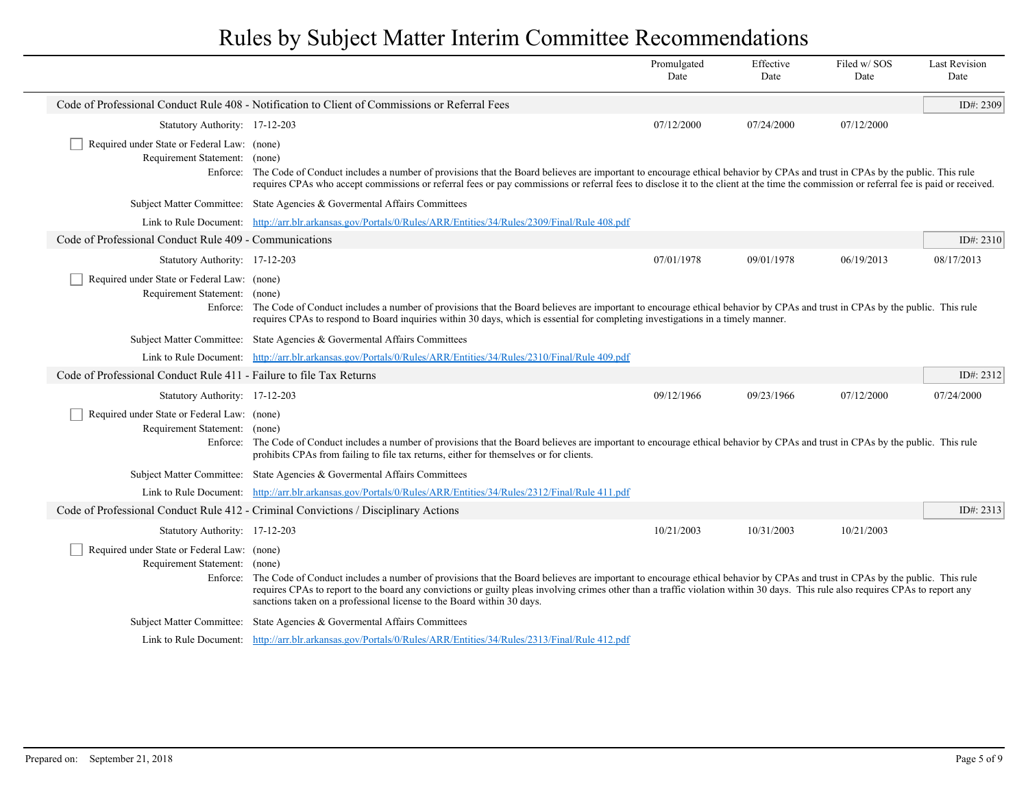# Rules by Subject Matter Interim Committee Recommendations

| | Promulgated Date | Effective Date | Filed w/ SOS Date | Last Revision Date |
|---|---|---|---|---|

## Code of Professional Conduct Rule 408 - Notification to Client of Commissions or Referral Fees

**ID#: 2309**

| | Promulgated Date | Effective Date | Filed w/ SOS Date | Last Revision Date |
|---|---|---|---|---|
| Statutory Authority: 17-12-203 | 07/12/2000 | 07/24/2000 | 07/12/2000 | |

- [ ] Required under State or Federal Law: (none)

Requirement Statement: (none)

Enforce: The Code of Conduct includes a number of provisions that the Board believes are important to encourage ethical behavior by CPAs and trust in CPAs by the public. This rule requires CPAs who accept commissions or referral fees or pay commissions or referral fees to disclose it to the client at the time the commission or referral fee is paid or received.

Subject Matter Committee: State Agencies & Govermental Affairs Committees

Link to Rule Document: http://arr.blr.arkansas.gov/Portals/0/Rules/ARR/Entities/34/Rules/2309/Final/Rule 408.pdf

## Code of Professional Conduct Rule 409 - Communications

**ID#: 2310**

| | Promulgated Date | Effective Date | Filed w/ SOS Date | Last Revision Date |
|---|---|---|---|---|
| Statutory Authority: 17-12-203 | 07/01/1978 | 09/01/1978 | 06/19/2013 | 08/17/2013 |

- [ ] Required under State or Federal Law: (none)

Requirement Statement: (none)

Enforce: The Code of Conduct includes a number of provisions that the Board believes are important to encourage ethical behavior by CPAs and trust in CPAs by the public. This rule requires CPAs to respond to Board inquiries within 30 days, which is essential for completing investigations in a timely manner.

Subject Matter Committee: State Agencies & Govermental Affairs Committees

Link to Rule Document: http://arr.blr.arkansas.gov/Portals/0/Rules/ARR/Entities/34/Rules/2310/Final/Rule 409.pdf

## Code of Professional Conduct Rule 411 - Failure to file Tax Returns

**ID#: 2312**

| | Promulgated Date | Effective Date | Filed w/ SOS Date | Last Revision Date |
|---|---|---|---|---|
| Statutory Authority: 17-12-203 | 09/12/1966 | 09/23/1966 | 07/12/2000 | 07/24/2000 |

- [ ] Required under State or Federal Law: (none)

Requirement Statement: (none)

Enforce: The Code of Conduct includes a number of provisions that the Board believes are important to encourage ethical behavior by CPAs and trust in CPAs by the public. This rule prohibits CPAs from failing to file tax returns, either for themselves or for clients.

Subject Matter Committee: State Agencies & Govermental Affairs Committees

Link to Rule Document: http://arr.blr.arkansas.gov/Portals/0/Rules/ARR/Entities/34/Rules/2312/Final/Rule 411.pdf

## Code of Professional Conduct Rule 412 - Criminal Convictions / Disciplinary Actions

**ID#: 2313**

| | Promulgated Date | Effective Date | Filed w/ SOS Date | Last Revision Date |
|---|---|---|---|---|
| Statutory Authority: 17-12-203 | 10/21/2003 | 10/31/2003 | 10/21/2003 | |

- [ ] Required under State or Federal Law: (none)

Requirement Statement: (none)

Enforce: The Code of Conduct includes a number of provisions that the Board believes are important to encourage ethical behavior by CPAs and trust in CPAs by the public. This rule requires CPAs to report to the board any convictions or guilty pleas involving crimes other than a traffic violation within 30 days. This rule also requires CPAs to report any sanctions taken on a professional license to the Board within 30 days.

Subject Matter Committee: State Agencies & Govermental Affairs Committees

Link to Rule Document: http://arr.blr.arkansas.gov/Portals/0/Rules/ARR/Entities/34/Rules/2313/Final/Rule 412.pdf

Prepared on: September 21, 2018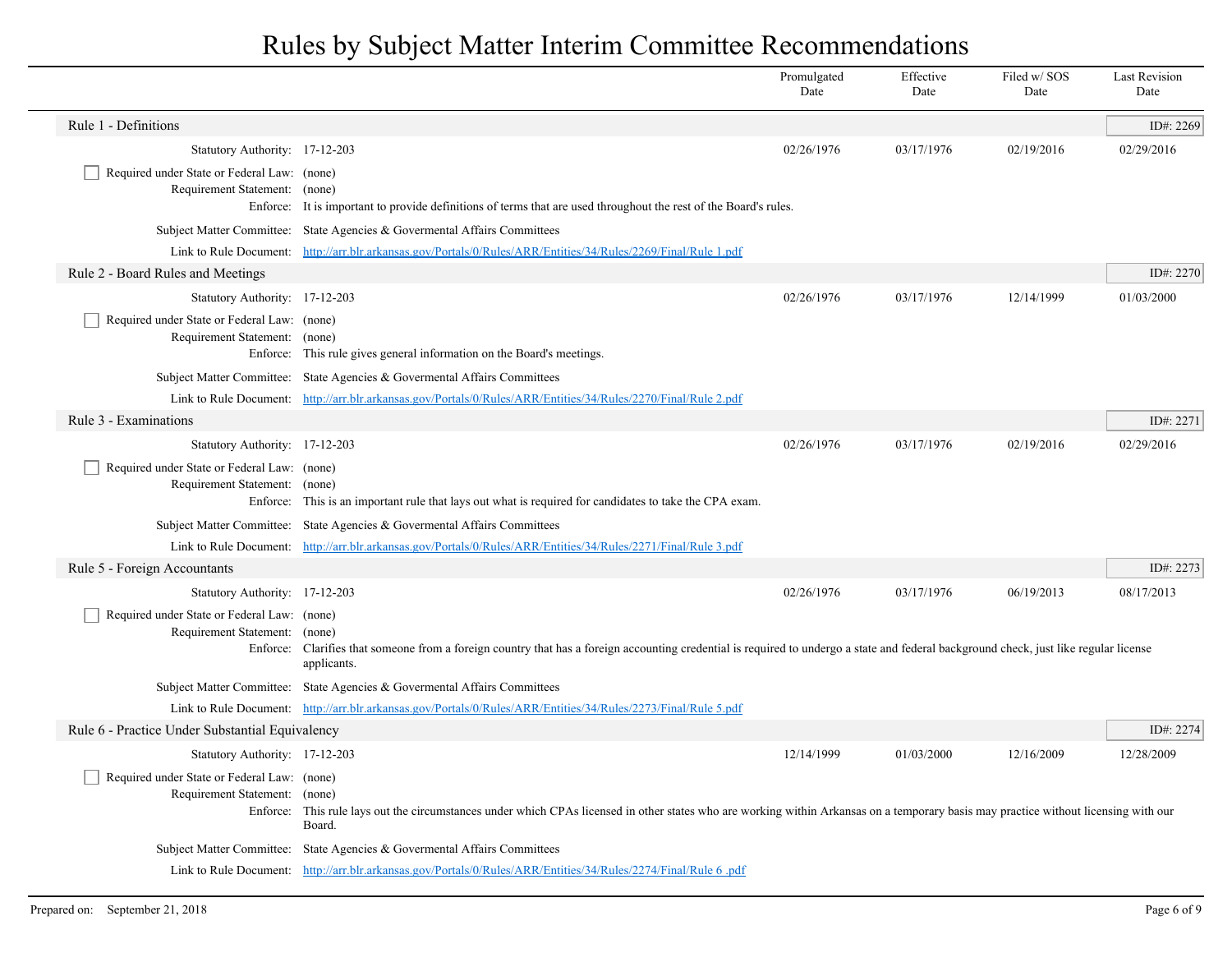# Rules by Subject Matter Interim Committee Recommendations

| | Promulgated Date | Effective Date | Filed w/ SOS Date | Last Revision Date |
|---|---|---|---|---|

## Rule 1 - Definitions

ID#: 2269

| | Promulgated Date | Effective Date | Filed w/ SOS Date | Last Revision Date |
|---|---|---|---|---|
| Statutory Authority: 17-12-203 | 02/26/1976 | 03/17/1976 | 02/19/2016 | 02/29/2016 |

- [ ] Required under State or Federal Law: (none)

Requirement Statement: (none)

Enforce: It is important to provide definitions of terms that are used throughout the rest of the Board's rules.

Subject Matter Committee: State Agencies & Govermental Affairs Committees

Link to Rule Document: http://arr.blr.arkansas.gov/Portals/0/Rules/ARR/Entities/34/Rules/2269/Final/Rule 1.pdf

## Rule 2 - Board Rules and Meetings

ID#: 2270

| | Promulgated Date | Effective Date | Filed w/ SOS Date | Last Revision Date |
|---|---|---|---|---|
| Statutory Authority: 17-12-203 | 02/26/1976 | 03/17/1976 | 12/14/1999 | 01/03/2000 |

- [ ] Required under State or Federal Law: (none)

Requirement Statement: (none)

Enforce: This rule gives general information on the Board's meetings.

Subject Matter Committee: State Agencies & Govermental Affairs Committees

Link to Rule Document: http://arr.blr.arkansas.gov/Portals/0/Rules/ARR/Entities/34/Rules/2270/Final/Rule 2.pdf

## Rule 3 - Examinations

ID#: 2271

| | Promulgated Date | Effective Date | Filed w/ SOS Date | Last Revision Date |
|---|---|---|---|---|
| Statutory Authority: 17-12-203 | 02/26/1976 | 03/17/1976 | 02/19/2016 | 02/29/2016 |

- [ ] Required under State or Federal Law: (none)

Requirement Statement: (none)

Enforce: This is an important rule that lays out what is required for candidates to take the CPA exam.

Subject Matter Committee: State Agencies & Govermental Affairs Committees

Link to Rule Document: http://arr.blr.arkansas.gov/Portals/0/Rules/ARR/Entities/34/Rules/2271/Final/Rule 3.pdf

## Rule 5 - Foreign Accountants

ID#: 2273

| | Promulgated Date | Effective Date | Filed w/ SOS Date | Last Revision Date |
|---|---|---|---|---|
| Statutory Authority: 17-12-203 | 02/26/1976 | 03/17/1976 | 06/19/2013 | 08/17/2013 |

- [ ] Required under State or Federal Law: (none)

Requirement Statement: (none)

Enforce: Clarifies that someone from a foreign country that has a foreign accounting credential is required to undergo a state and federal background check, just like regular license applicants.

Subject Matter Committee: State Agencies & Govermental Affairs Committees

Link to Rule Document: http://arr.blr.arkansas.gov/Portals/0/Rules/ARR/Entities/34/Rules/2273/Final/Rule 5.pdf

## Rule 6 - Practice Under Substantial Equivalency

ID#: 2274

| | Promulgated Date | Effective Date | Filed w/ SOS Date | Last Revision Date |
|---|---|---|---|---|
| Statutory Authority: 17-12-203 | 12/14/1999 | 01/03/2000 | 12/16/2009 | 12/28/2009 |

- [ ] Required under State or Federal Law: (none)

Requirement Statement: (none)

Enforce: This rule lays out the circumstances under which CPAs licensed in other states who are working within Arkansas on a temporary basis may practice without licensing with our Board.

Subject Matter Committee: State Agencies & Govermental Affairs Committees

Link to Rule Document: http://arr.blr.arkansas.gov/Portals/0/Rules/ARR/Entities/34/Rules/2274/Final/Rule 6 .pdf

Prepared on: September 21, 2018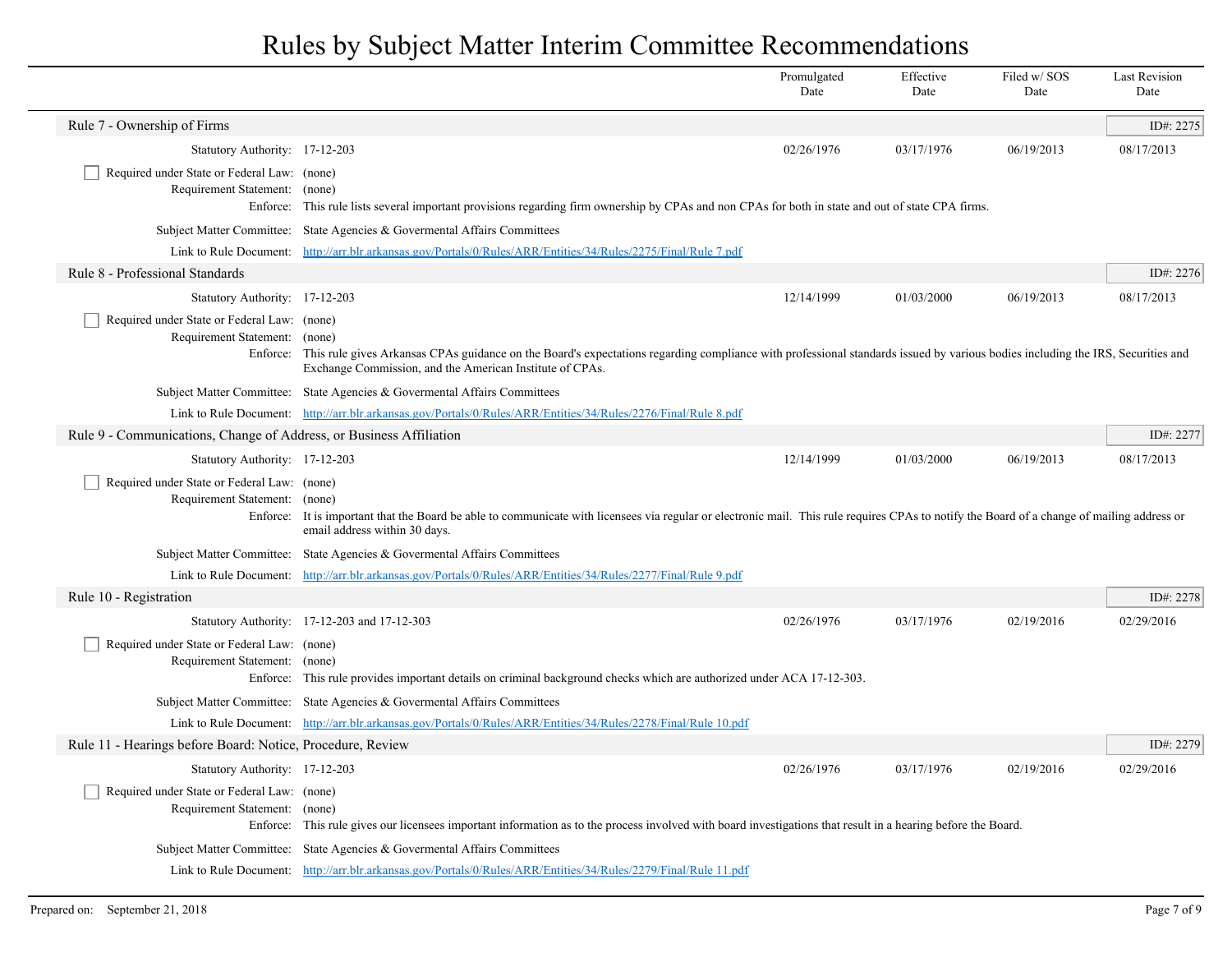# Rules by Subject Matter Interim Committee Recommendations

| | Promulgated Date | Effective Date | Filed w/ SOS Date | Last Revision Date |
|---|---|---|---|---|

## Rule 7 - Ownership of Firms

ID#: 2275

| | | Promulgated Date | Effective Date | Filed w/ SOS Date | Last Revision Date |
|---|---|---|---|---|---|
| Statutory Authority: | 17-12-203 | 02/26/1976 | 03/17/1976 | 06/19/2013 | 08/17/2013 |

- [ ] Required under State or Federal Law: (none)

Requirement Statement: (none)

Enforce: This rule lists several important provisions regarding firm ownership by CPAs and non CPAs for both in state and out of state CPA firms.

Subject Matter Committee: State Agencies & Governmental Affairs Committees

Link to Rule Document: http://arr.blr.arkansas.gov/Portals/0/Rules/ARR/Entities/34/Rules/2275/Final/Rule 7.pdf

## Rule 8 - Professional Standards

ID#: 2276

| | | Promulgated Date | Effective Date | Filed w/ SOS Date | Last Revision Date |
|---|---|---|---|---|---|
| Statutory Authority: | 17-12-203 | 12/14/1999 | 01/03/2000 | 06/19/2013 | 08/17/2013 |

- [ ] Required under State or Federal Law: (none)

Requirement Statement: (none)

Enforce: This rule gives Arkansas CPAs guidance on the Board's expectations regarding compliance with professional standards issued by various bodies including the IRS, Securities and Exchange Commission, and the American Institute of CPAs.

Subject Matter Committee: State Agencies & Governmental Affairs Committees

Link to Rule Document: http://arr.blr.arkansas.gov/Portals/0/Rules/ARR/Entities/34/Rules/2276/Final/Rule 8.pdf

## Rule 9 - Communications, Change of Address, or Business Affiliation

ID#: 2277

| | | Promulgated Date | Effective Date | Filed w/ SOS Date | Last Revision Date |
|---|---|---|---|---|---|
| Statutory Authority: | 17-12-203 | 12/14/1999 | 01/03/2000 | 06/19/2013 | 08/17/2013 |

- [ ] Required under State or Federal Law: (none)

Requirement Statement: (none)

Enforce: It is important that the Board be able to communicate with licensees via regular or electronic mail. This rule requires CPAs to notify the Board of a change of mailing address or email address within 30 days.

Subject Matter Committee: State Agencies & Governmental Affairs Committees

Link to Rule Document: http://arr.blr.arkansas.gov/Portals/0/Rules/ARR/Entities/34/Rules/2277/Final/Rule 9.pdf

## Rule 10 - Registration

ID#: 2278

| | | Promulgated Date | Effective Date | Filed w/ SOS Date | Last Revision Date |
|---|---|---|---|---|---|
| Statutory Authority: | 17-12-203 and 17-12-303 | 02/26/1976 | 03/17/1976 | 02/19/2016 | 02/29/2016 |

- [ ] Required under State or Federal Law: (none)

Requirement Statement: (none)

Enforce: This rule provides important details on criminal background checks which are authorized under ACA 17-12-303.

Subject Matter Committee: State Agencies & Governmental Affairs Committees

Link to Rule Document: http://arr.blr.arkansas.gov/Portals/0/Rules/ARR/Entities/34/Rules/2278/Final/Rule 10.pdf

## Rule 11 - Hearings before Board: Notice, Procedure, Review

ID#: 2279

| | | Promulgated Date | Effective Date | Filed w/ SOS Date | Last Revision Date |
|---|---|---|---|---|---|
| Statutory Authority: | 17-12-203 | 02/26/1976 | 03/17/1976 | 02/19/2016 | 02/29/2016 |

- [ ] Required under State or Federal Law: (none)

Requirement Statement: (none)

Enforce: This rule gives our licensees important information as to the process involved with board investigations that result in a hearing before the Board.

Subject Matter Committee: State Agencies & Governmental Affairs Committees

Link to Rule Document: http://arr.blr.arkansas.gov/Portals/0/Rules/ARR/Entities/34/Rules/2279/Final/Rule 11.pdf

Prepared on: September 21, 2018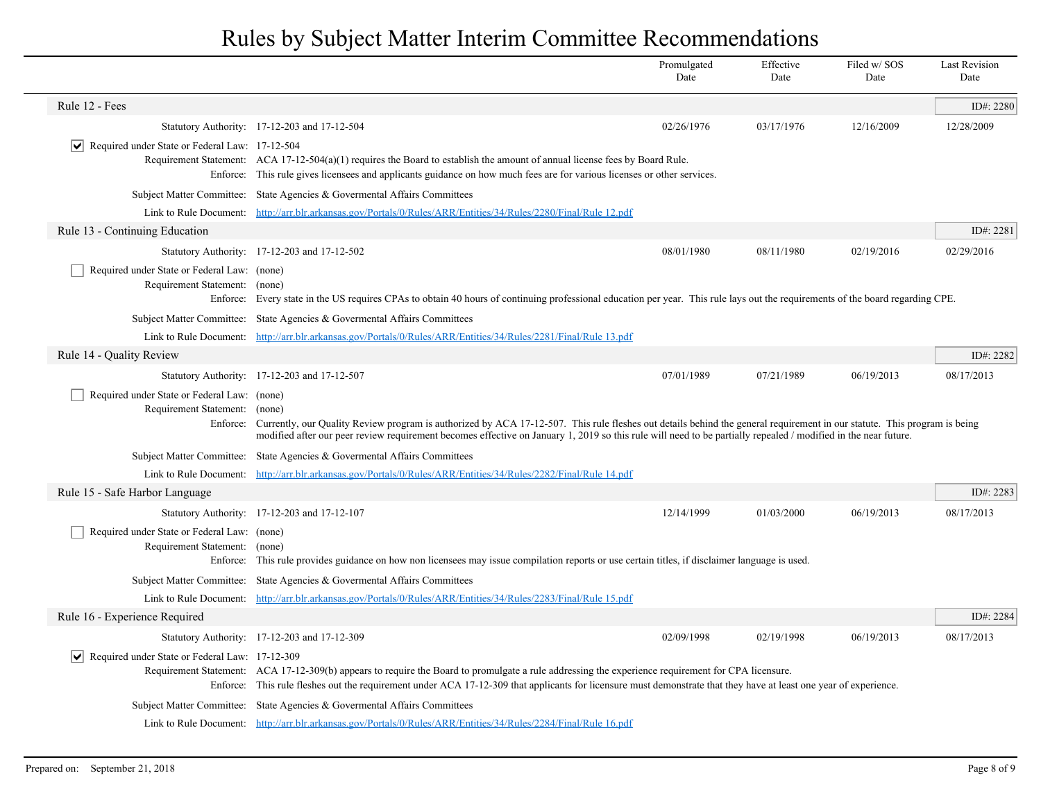# Rules by Subject Matter Interim Committee Recommendations

| | Promulgated Date | Effective Date | Filed w/ SOS Date | Last Revision Date |
|---|---|---|---|---|

## Rule 12 - Fees

ID#: 2280

| | | Promulgated Date | Effective Date | Filed w/ SOS Date | Last Revision Date |
|---|---|---|---|---|---|
| Statutory Authority: | 17-12-203 and 17-12-504 | 02/26/1976 | 03/17/1976 | 12/16/2009 | 12/28/2009 |

- [x] Required under State or Federal Law: 17-12-504

**Requirement Statement:** ACA 17-12-504(a)(1) requires the Board to establish the amount of annual license fees by Board Rule.

**Enforce:** This rule gives licensees and applicants guidance on how much fees are for various licenses or other services.

**Subject Matter Committee:** State Agencies & Govermental Affairs Committees

**Link to Rule Document:** http://arr.blr.arkansas.gov/Portals/0/Rules/ARR/Entities/34/Rules/2280/Final/Rule 12.pdf

## Rule 13 - Continuing Education

ID#: 2281

| | | Promulgated Date | Effective Date | Filed w/ SOS Date | Last Revision Date |
|---|---|---|---|---|---|
| Statutory Authority: | 17-12-203 and 17-12-502 | 08/01/1980 | 08/11/1980 | 02/19/2016 | 02/29/2016 |

- [ ] Required under State or Federal Law: (none)

**Requirement Statement:** (none)

**Enforce:** Every state in the US requires CPAs to obtain 40 hours of continuing professional education per year. This rule lays out the requirements of the board regarding CPE.

**Subject Matter Committee:** State Agencies & Govermental Affairs Committees

**Link to Rule Document:** http://arr.blr.arkansas.gov/Portals/0/Rules/ARR/Entities/34/Rules/2281/Final/Rule 13.pdf

## Rule 14 - Quality Review

ID#: 2282

| | | Promulgated Date | Effective Date | Filed w/ SOS Date | Last Revision Date |
|---|---|---|---|---|---|
| Statutory Authority: | 17-12-203 and 17-12-507 | 07/01/1989 | 07/21/1989 | 06/19/2013 | 08/17/2013 |

- [ ] Required under State or Federal Law: (none)

**Requirement Statement:** (none)

**Enforce:** Currently, our Quality Review program is authorized by ACA 17-12-507. This rule fleshes out details behind the general requirement in our statute. This program is being modified after our peer review requirement becomes effective on January 1, 2019 so this rule will need to be partially repealed / modified in the near future.

**Subject Matter Committee:** State Agencies & Govermental Affairs Committees

**Link to Rule Document:** http://arr.blr.arkansas.gov/Portals/0/Rules/ARR/Entities/34/Rules/2282/Final/Rule 14.pdf

## Rule 15 - Safe Harbor Language

ID#: 2283

| | | Promulgated Date | Effective Date | Filed w/ SOS Date | Last Revision Date |
|---|---|---|---|---|---|
| Statutory Authority: | 17-12-203 and 17-12-107 | 12/14/1999 | 01/03/2000 | 06/19/2013 | 08/17/2013 |

- [ ] Required under State or Federal Law: (none)

**Requirement Statement:** (none)

**Enforce:** This rule provides guidance on how non licensees may issue compilation reports or use certain titles, if disclaimer language is used.

**Subject Matter Committee:** State Agencies & Govermental Affairs Committees

**Link to Rule Document:** http://arr.blr.arkansas.gov/Portals/0/Rules/ARR/Entities/34/Rules/2283/Final/Rule 15.pdf

## Rule 16 - Experience Required

ID#: 2284

| | | Promulgated Date | Effective Date | Filed w/ SOS Date | Last Revision Date |
|---|---|---|---|---|---|
| Statutory Authority: | 17-12-203 and 17-12-309 | 02/09/1998 | 02/19/1998 | 06/19/2013 | 08/17/2013 |

- [x] Required under State or Federal Law: 17-12-309

**Requirement Statement:** ACA 17-12-309(b) appears to require the Board to promulgate a rule addressing the experience requirement for CPA licensure.

**Enforce:** This rule fleshes out the requirement under ACA 17-12-309 that applicants for licensure must demonstrate that they have at least one year of experience.

**Subject Matter Committee:** State Agencies & Govermental Affairs Committees

**Link to Rule Document:** http://arr.blr.arkansas.gov/Portals/0/Rules/ARR/Entities/34/Rules/2284/Final/Rule 16.pdf

Prepared on: September 21, 2018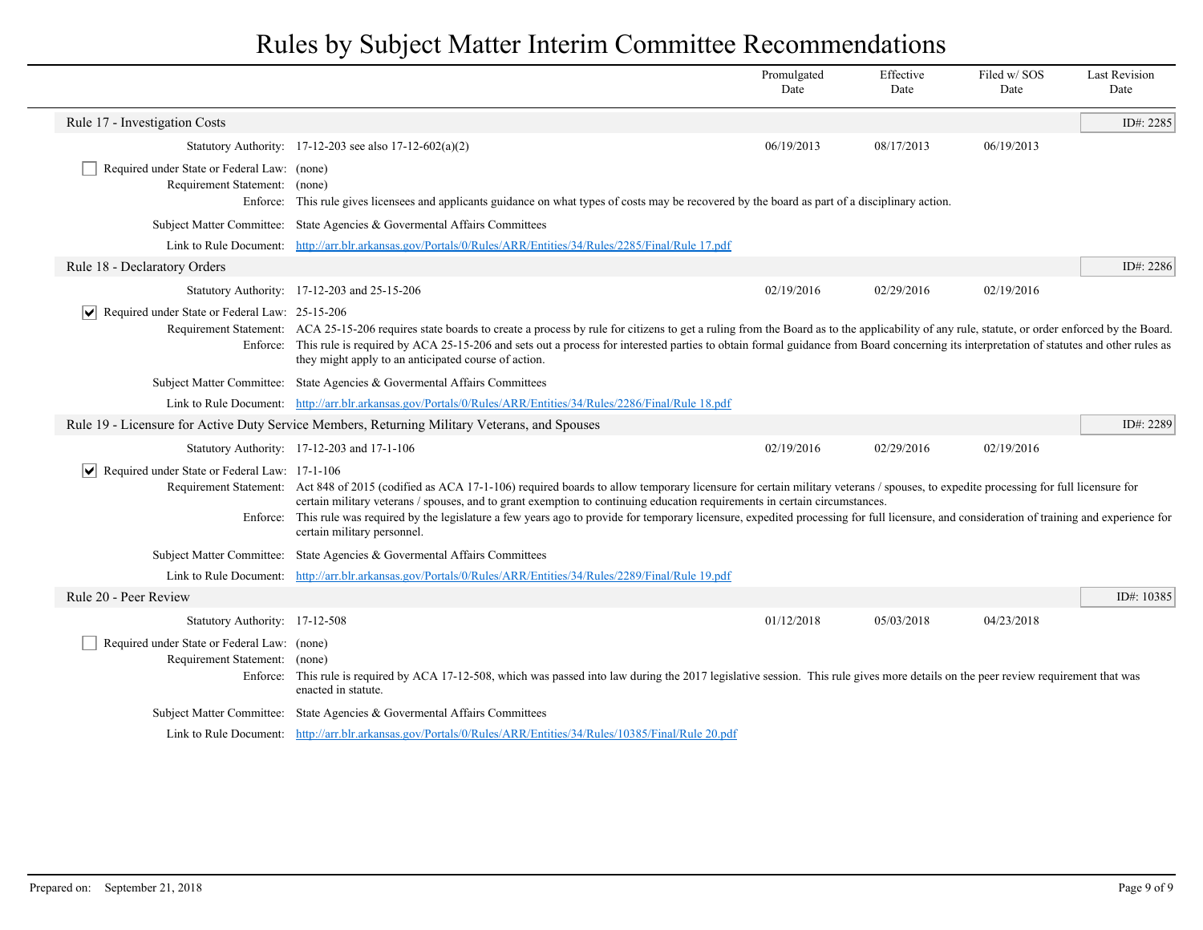# Rules by Subject Matter Interim Committee Recommendations

| | Promulgated Date | Effective Date | Filed w/ SOS Date | Last Revision Date |
|---|---|---|---|---|

## Rule 17 - Investigation Costs

ID#: 2285

| | Promulgated Date | Effective Date | Filed w/ SOS Date | Last Revision Date |
|---|---|---|---|---|
| Statutory Authority: 17-12-203 see also 17-12-602(a)(2) | 06/19/2013 | 08/17/2013 | 06/19/2013 | |

☐ Required under State or Federal Law: (none)

Requirement Statement: (none)

Enforce: This rule gives licensees and applicants guidance on what types of costs may be recovered by the board as part of a disciplinary action.

Subject Matter Committee: State Agencies & Govermental Affairs Committees

Link to Rule Document: http://arr.blr.arkansas.gov/Portals/0/Rules/ARR/Entities/34/Rules/2285/Final/Rule 17.pdf

## Rule 18 - Declaratory Orders

ID#: 2286

| | Promulgated Date | Effective Date | Filed w/ SOS Date | Last Revision Date |
|---|---|---|---|---|
| Statutory Authority: 17-12-203 and 25-15-206 | 02/19/2016 | 02/29/2016 | 02/19/2016 | |

☑ Required under State or Federal Law: 25-15-206

Requirement Statement: ACA 25-15-206 requires state boards to create a process by rule for citizens to get a ruling from the Board as to the applicability of any rule, statute, or order enforced by the Board.

Enforce: This rule is required by ACA 25-15-206 and sets out a process for interested parties to obtain formal guidance from Board concerning its interpretation of statutes and other rules as they might apply to an anticipated course of action.

Subject Matter Committee: State Agencies & Govermental Affairs Committees

Link to Rule Document: http://arr.blr.arkansas.gov/Portals/0/Rules/ARR/Entities/34/Rules/2286/Final/Rule 18.pdf

## Rule 19 - Licensure for Active Duty Service Members, Returning Military Veterans, and Spouses

ID#: 2289

| | Promulgated Date | Effective Date | Filed w/ SOS Date | Last Revision Date |
|---|---|---|---|---|
| Statutory Authority: 17-12-203 and 17-1-106 | 02/19/2016 | 02/29/2016 | 02/19/2016 | |

☑ Required under State or Federal Law: 17-1-106

Requirement Statement: Act 848 of 2015 (codified as ACA 17-1-106) required boards to allow temporary licensure for certain military veterans / spouses, to expedite processing for full licensure for certain military veterans / spouses, and to grant exemption to continuing education requirements in certain circumstances.

Enforce: This rule was required by the legislature a few years ago to provide for temporary licensure, expedited processing for full licensure, and consideration of training and experience for certain military personnel.

Subject Matter Committee: State Agencies & Govermental Affairs Committees

Link to Rule Document: http://arr.blr.arkansas.gov/Portals/0/Rules/ARR/Entities/34/Rules/2289/Final/Rule 19.pdf

## Rule 20 - Peer Review

ID#: 10385

| | Promulgated Date | Effective Date | Filed w/ SOS Date | Last Revision Date |
|---|---|---|---|---|
| Statutory Authority: 17-12-508 | 01/12/2018 | 05/03/2018 | 04/23/2018 | |

☐ Required under State or Federal Law: (none)

Requirement Statement: (none)

Enforce: This rule is required by ACA 17-12-508, which was passed into law during the 2017 legislative session. This rule gives more details on the peer review requirement that was enacted in statute.

Subject Matter Committee: State Agencies & Govermental Affairs Committees

Link to Rule Document: http://arr.blr.arkansas.gov/Portals/0/Rules/ARR/Entities/34/Rules/10385/Final/Rule 20.pdf

Prepared on: September 21, 2018